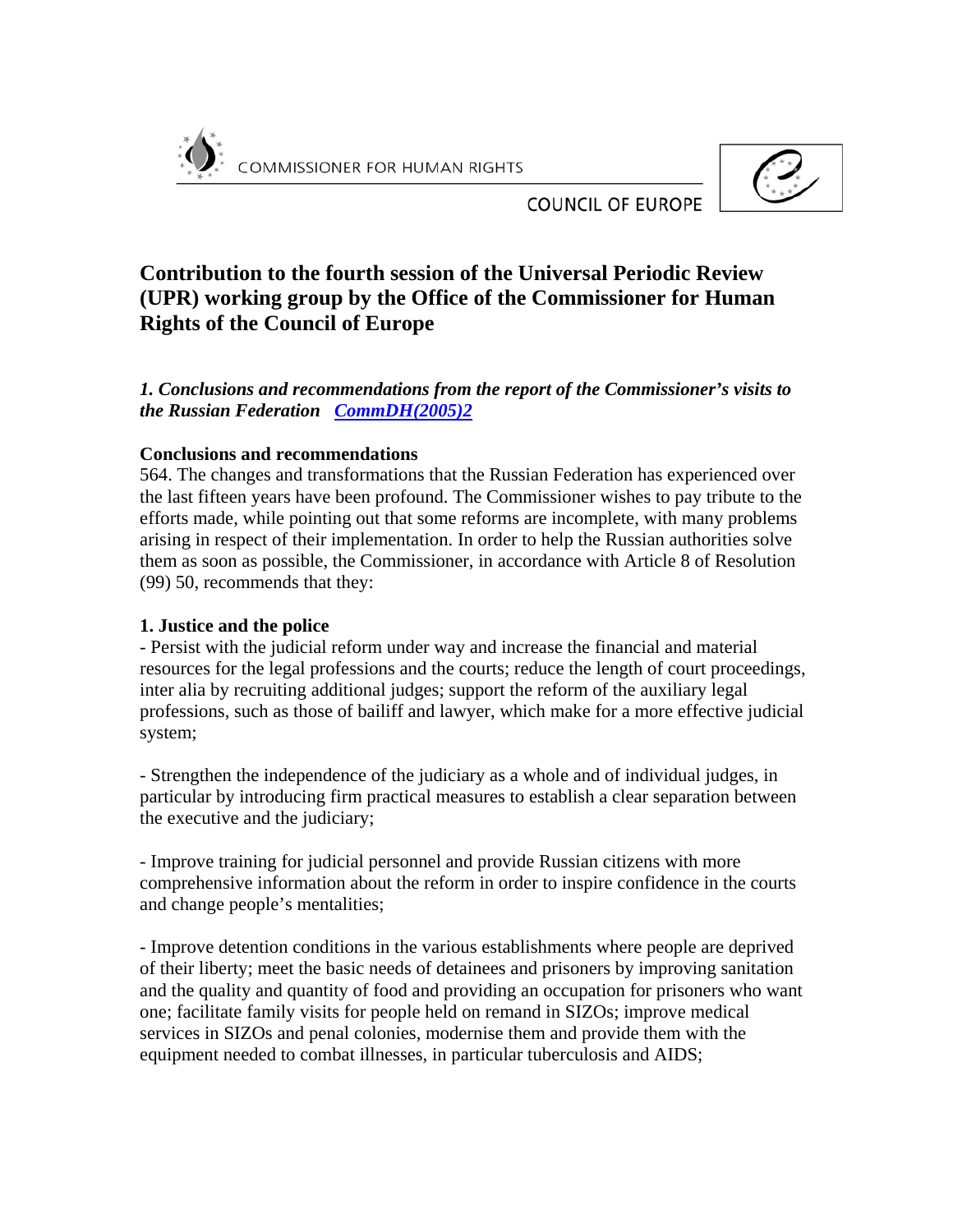COMMISSIONER FOR HUMAN RIGHTS

COUNCIL OF EUROPE

# Contribution to the fourth session of the Universal Periodic Review (UPR) working group by the Office of the Commissioner for Human Rights of the Council of Europe

## *1. Conclusions and recommendations from the report of the Commissioner's visits to the Russian Federation [CommDH(2005)2]*

### Conclusions and recommendations

564. The changes and transformations that the Russian Federation has experienced over the last fifteen years have been profound. The Commissioner wishes to pay tribute to the efforts made, while pointing out that some reforms are incomplete, with many problems arising in respect of their implementation. In order to help the Russian authorities solve them as soon as possible, the Commissioner, in accordance with Article 8 of Resolution (99) 50, recommends that they:

### 1. Justice and the police

- Persist with the judicial reform under way and increase the financial and material resources for the legal professions and the courts; reduce the length of court proceedings, inter alia by recruiting additional judges; support the reform of the auxiliary legal professions, such as those of bailiff and lawyer, which make for a more effective judicial system;

- Strengthen the independence of the judiciary as a whole and of individual judges, in particular by introducing firm practical measures to establish a clear separation between the executive and the judiciary;

- Improve training for judicial personnel and provide Russian citizens with more comprehensive information about the reform in order to inspire confidence in the courts and change people's mentalities;

- Improve detention conditions in the various establishments where people are deprived of their liberty; meet the basic needs of detainees and prisoners by improving sanitation and the quality and quantity of food and providing an occupation for prisoners who want one; facilitate family visits for people held on remand in SIZOs; improve medical services in SIZOs and penal colonies, modernise them and provide them with the equipment needed to combat illnesses, in particular tuberculosis and AIDS;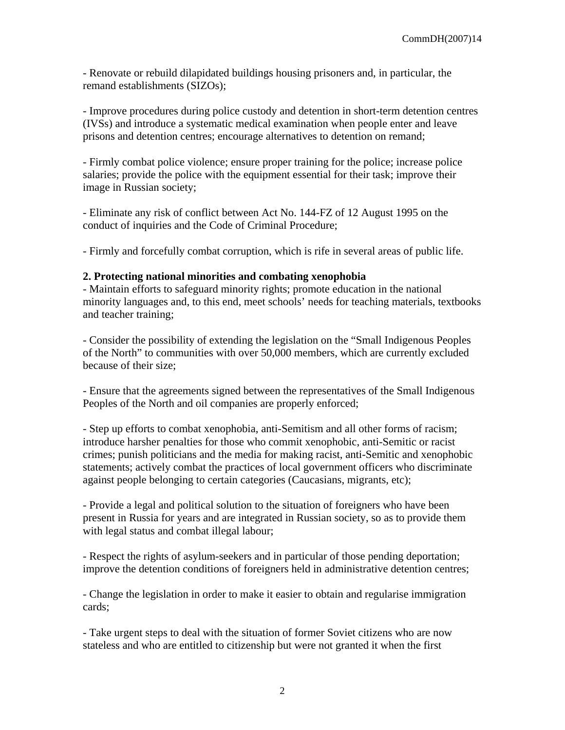- Renovate or rebuild dilapidated buildings housing prisoners and, in particular, the remand establishments (SIZOs);

- Improve procedures during police custody and detention in short-term detention centres (IVSs) and introduce a systematic medical examination when people enter and leave prisons and detention centres; encourage alternatives to detention on remand;

- Firmly combat police violence; ensure proper training for the police; increase police salaries; provide the police with the equipment essential for their task; improve their image in Russian society;

- Eliminate any risk of conflict between Act No. 144-FZ of 12 August 1995 on the conduct of inquiries and the Code of Criminal Procedure;

- Firmly and forcefully combat corruption, which is rife in several areas of public life.

**2. Protecting national minorities and combating xenophobia**

- Maintain efforts to safeguard minority rights; promote education in the national minority languages and, to this end, meet schools' needs for teaching materials, textbooks and teacher training;

- Consider the possibility of extending the legislation on the "Small Indigenous Peoples of the North" to communities with over 50,000 members, which are currently excluded because of their size;

- Ensure that the agreements signed between the representatives of the Small Indigenous Peoples of the North and oil companies are properly enforced;

- Step up efforts to combat xenophobia, anti-Semitism and all other forms of racism; introduce harsher penalties for those who commit xenophobic, anti-Semitic or racist crimes; punish politicians and the media for making racist, anti-Semitic and xenophobic statements; actively combat the practices of local government officers who discriminate against people belonging to certain categories (Caucasians, migrants, etc);

- Provide a legal and political solution to the situation of foreigners who have been present in Russia for years and are integrated in Russian society, so as to provide them with legal status and combat illegal labour;

- Respect the rights of asylum-seekers and in particular of those pending deportation; improve the detention conditions of foreigners held in administrative detention centres;

- Change the legislation in order to make it easier to obtain and regularise immigration cards;

- Take urgent steps to deal with the situation of former Soviet citizens who are now stateless and who are entitled to citizenship but were not granted it when the first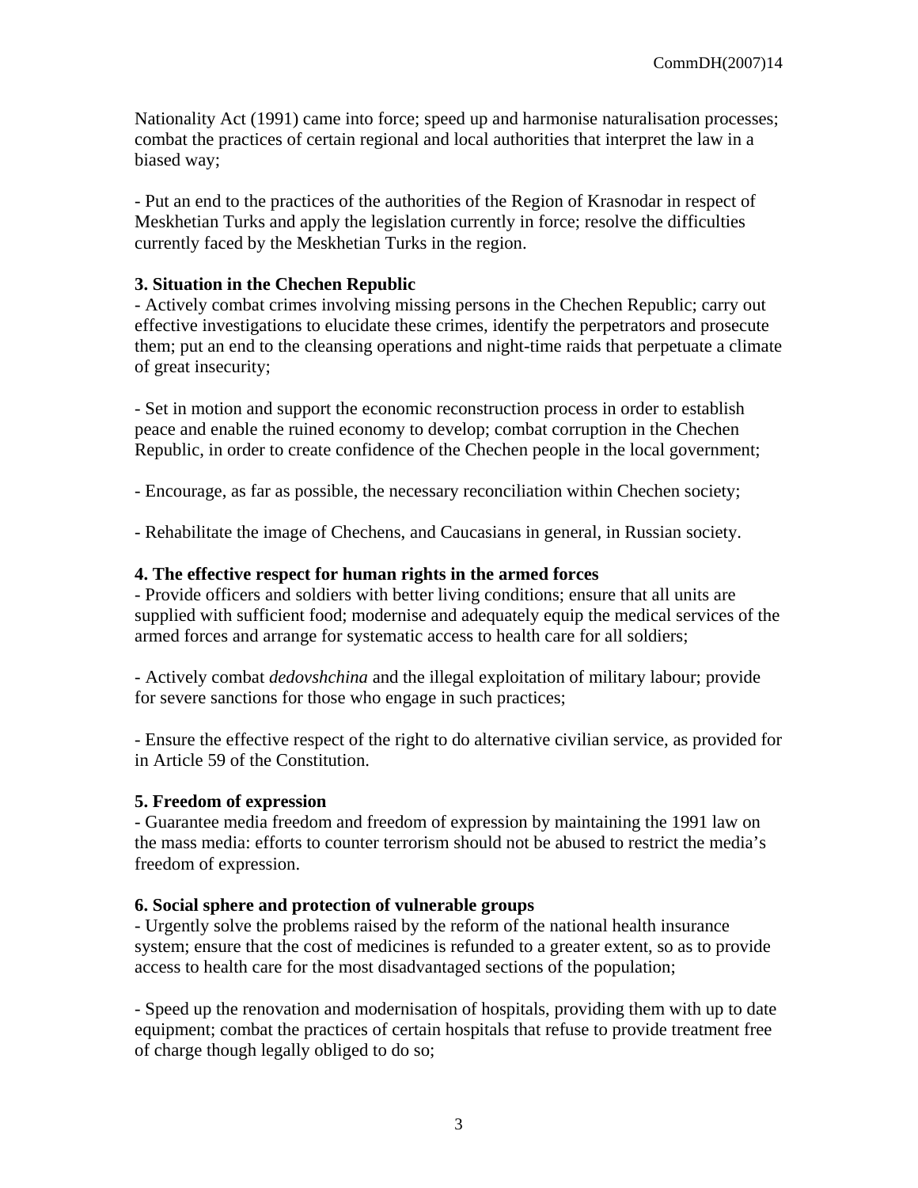Nationality Act (1991) came into force; speed up and harmonise naturalisation processes; combat the practices of certain regional and local authorities that interpret the law in a biased way;

- Put an end to the practices of the authorities of the Region of Krasnodar in respect of Meskhetian Turks and apply the legislation currently in force; resolve the difficulties currently faced by the Meskhetian Turks in the region.

**3. Situation in the Chechen Republic**

- Actively combat crimes involving missing persons in the Chechen Republic; carry out effective investigations to elucidate these crimes, identify the perpetrators and prosecute them; put an end to the cleansing operations and night-time raids that perpetuate a climate of great insecurity;

- Set in motion and support the economic reconstruction process in order to establish peace and enable the ruined economy to develop; combat corruption in the Chechen Republic, in order to create confidence of the Chechen people in the local government;

- Encourage, as far as possible, the necessary reconciliation within Chechen society;

- Rehabilitate the image of Chechens, and Caucasians in general, in Russian society.

**4. The effective respect for human rights in the armed forces**

- Provide officers and soldiers with better living conditions; ensure that all units are supplied with sufficient food; modernise and adequately equip the medical services of the armed forces and arrange for systematic access to health care for all soldiers;

- Actively combat *dedovshchina* and the illegal exploitation of military labour; provide for severe sanctions for those who engage in such practices;

- Ensure the effective respect of the right to do alternative civilian service, as provided for in Article 59 of the Constitution.

**5. Freedom of expression**

- Guarantee media freedom and freedom of expression by maintaining the 1991 law on the mass media: efforts to counter terrorism should not be abused to restrict the media's freedom of expression.

**6. Social sphere and protection of vulnerable groups**

- Urgently solve the problems raised by the reform of the national health insurance system; ensure that the cost of medicines is refunded to a greater extent, so as to provide access to health care for the most disadvantaged sections of the population;

- Speed up the renovation and modernisation of hospitals, providing them with up to date equipment; combat the practices of certain hospitals that refuse to provide treatment free of charge though legally obliged to do so;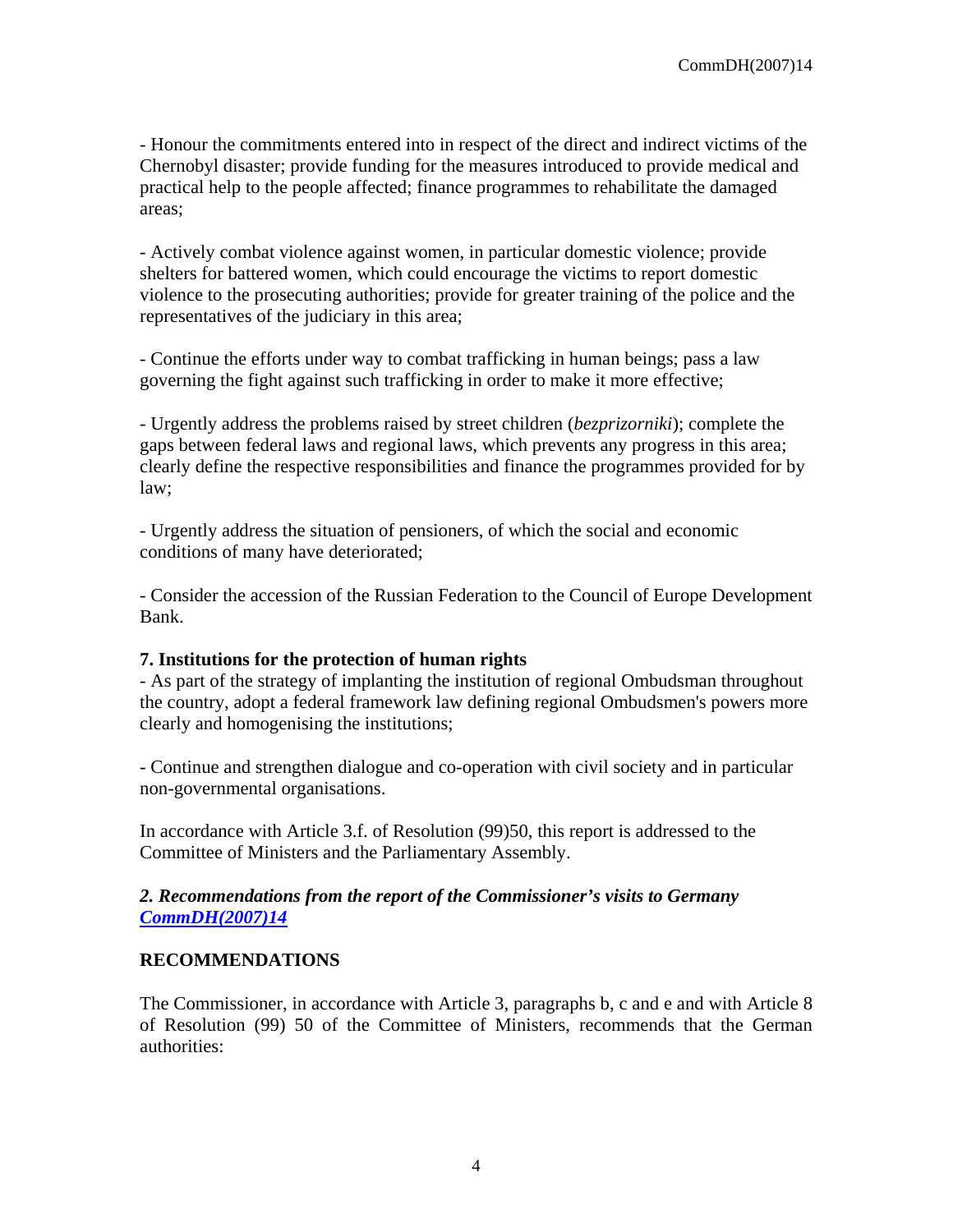- Honour the commitments entered into in respect of the direct and indirect victims of the Chernobyl disaster; provide funding for the measures introduced to provide medical and practical help to the people affected; finance programmes to rehabilitate the damaged areas;

- Actively combat violence against women, in particular domestic violence; provide shelters for battered women, which could encourage the victims to report domestic violence to the prosecuting authorities; provide for greater training of the police and the representatives of the judiciary in this area;

- Continue the efforts under way to combat trafficking in human beings; pass a law governing the fight against such trafficking in order to make it more effective;

- Urgently address the problems raised by street children (*bezprizorniki*); complete the gaps between federal laws and regional laws, which prevents any progress in this area; clearly define the respective responsibilities and finance the programmes provided for by law;

- Urgently address the situation of pensioners, of which the social and economic conditions of many have deteriorated;

- Consider the accession of the Russian Federation to the Council of Europe Development Bank.

**7. Institutions for the protection of human rights**

- As part of the strategy of implanting the institution of regional Ombudsman throughout the country, adopt a federal framework law defining regional Ombudsmen's powers more clearly and homogenising the institutions;

- Continue and strengthen dialogue and co-operation with civil society and in particular non-governmental organisations.

In accordance with Article 3.f. of Resolution (99)50, this report is addressed to the Committee of Ministers and the Parliamentary Assembly.

### *2. Recommendations from the report of the Commissioner's visits to Germany* *CommDH(2007)14*

## RECOMMENDATIONS

The Commissioner, in accordance with Article 3, paragraphs b, c and e and with Article 8 of Resolution (99) 50 of the Committee of Ministers, recommends that the German authorities: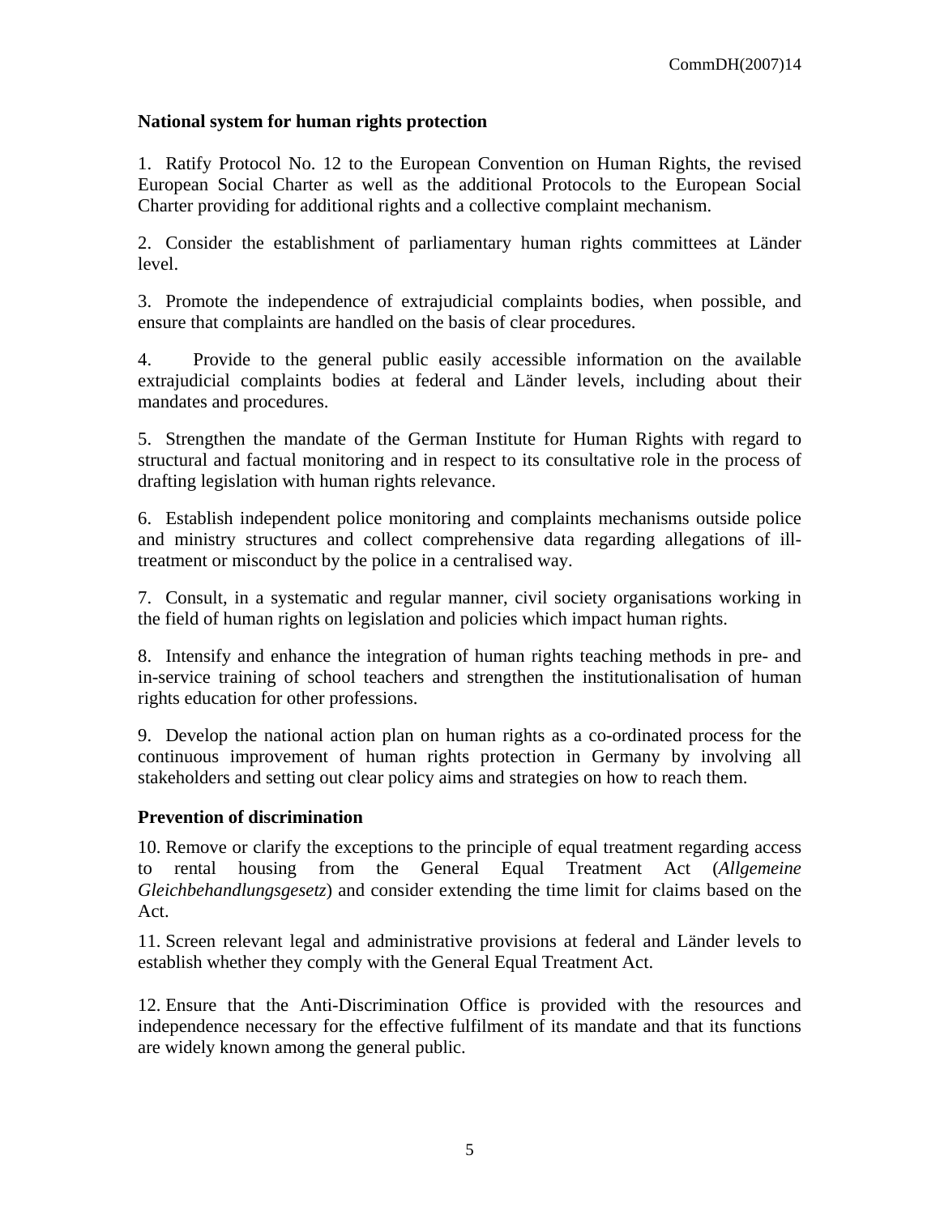**National system for human rights protection**

1. Ratify Protocol No. 12 to the European Convention on Human Rights, the revised European Social Charter as well as the additional Protocols to the European Social Charter providing for additional rights and a collective complaint mechanism.

2. Consider the establishment of parliamentary human rights committees at Länder level.

3. Promote the independence of extrajudicial complaints bodies, when possible, and ensure that complaints are handled on the basis of clear procedures.

4. Provide to the general public easily accessible information on the available extrajudicial complaints bodies at federal and Länder levels, including about their mandates and procedures.

5. Strengthen the mandate of the German Institute for Human Rights with regard to structural and factual monitoring and in respect to its consultative role in the process of drafting legislation with human rights relevance.

6. Establish independent police monitoring and complaints mechanisms outside police and ministry structures and collect comprehensive data regarding allegations of ill-treatment or misconduct by the police in a centralised way.

7. Consult, in a systematic and regular manner, civil society organisations working in the field of human rights on legislation and policies which impact human rights.

8. Intensify and enhance the integration of human rights teaching methods in pre- and in-service training of school teachers and strengthen the institutionalisation of human rights education for other professions.

9. Develop the national action plan on human rights as a co-ordinated process for the continuous improvement of human rights protection in Germany by involving all stakeholders and setting out clear policy aims and strategies on how to reach them.

**Prevention of discrimination**

10. Remove or clarify the exceptions to the principle of equal treatment regarding access to rental housing from the General Equal Treatment Act (*Allgemeine Gleichbehandlungsgesetz*) and consider extending the time limit for claims based on the Act.

11. Screen relevant legal and administrative provisions at federal and Länder levels to establish whether they comply with the General Equal Treatment Act.

12. Ensure that the Anti-Discrimination Office is provided with the resources and independence necessary for the effective fulfilment of its mandate and that its functions are widely known among the general public.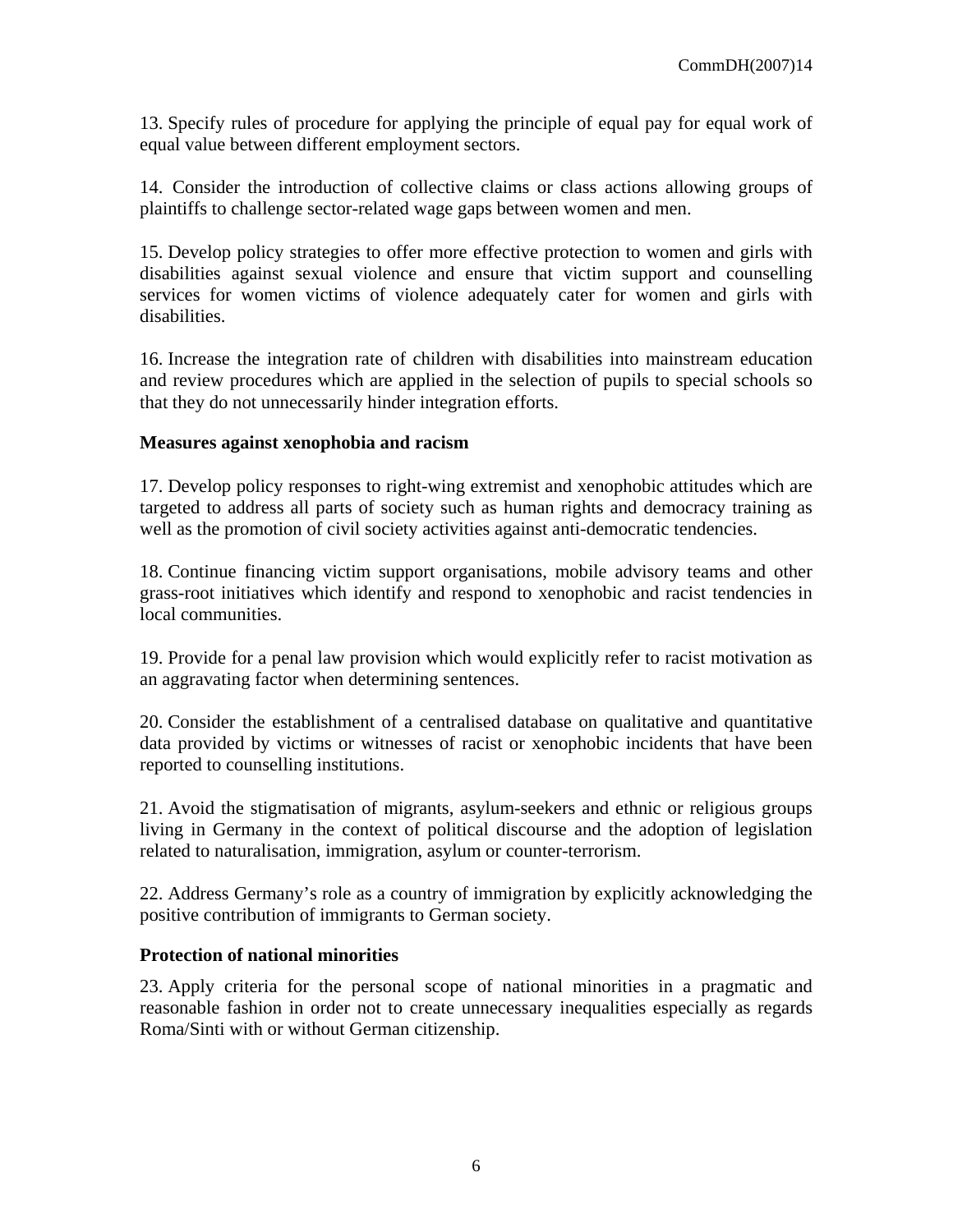13. Specify rules of procedure for applying the principle of equal pay for equal work of equal value between different employment sectors.

14. Consider the introduction of collective claims or class actions allowing groups of plaintiffs to challenge sector-related wage gaps between women and men.

15. Develop policy strategies to offer more effective protection to women and girls with disabilities against sexual violence and ensure that victim support and counselling services for women victims of violence adequately cater for women and girls with disabilities.

16. Increase the integration rate of children with disabilities into mainstream education and review procedures which are applied in the selection of pupils to special schools so that they do not unnecessarily hinder integration efforts.

**Measures against xenophobia and racism**

17. Develop policy responses to right-wing extremist and xenophobic attitudes which are targeted to address all parts of society such as human rights and democracy training as well as the promotion of civil society activities against anti-democratic tendencies.

18. Continue financing victim support organisations, mobile advisory teams and other grass-root initiatives which identify and respond to xenophobic and racist tendencies in local communities.

19. Provide for a penal law provision which would explicitly refer to racist motivation as an aggravating factor when determining sentences.

20. Consider the establishment of a centralised database on qualitative and quantitative data provided by victims or witnesses of racist or xenophobic incidents that have been reported to counselling institutions.

21. Avoid the stigmatisation of migrants, asylum-seekers and ethnic or religious groups living in Germany in the context of political discourse and the adoption of legislation related to naturalisation, immigration, asylum or counter-terrorism.

22. Address Germany's role as a country of immigration by explicitly acknowledging the positive contribution of immigrants to German society.

**Protection of national minorities**

23. Apply criteria for the personal scope of national minorities in a pragmatic and reasonable fashion in order not to create unnecessary inequalities especially as regards Roma/Sinti with or without German citizenship.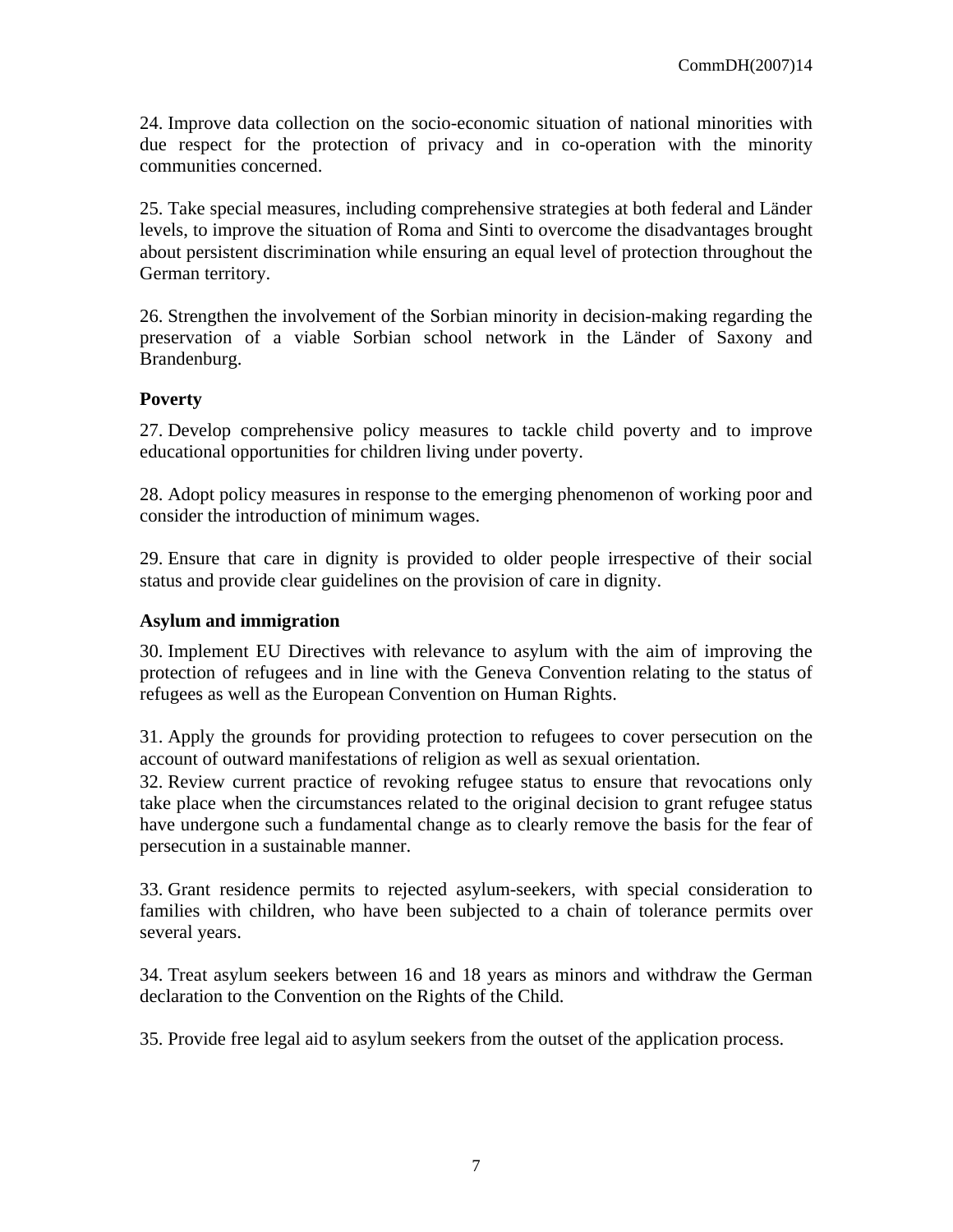24. Improve data collection on the socio-economic situation of national minorities with due respect for the protection of privacy and in co-operation with the minority communities concerned.

25. Take special measures, including comprehensive strategies at both federal and Länder levels, to improve the situation of Roma and Sinti to overcome the disadvantages brought about persistent discrimination while ensuring an equal level of protection throughout the German territory.

26. Strengthen the involvement of the Sorbian minority in decision-making regarding the preservation of a viable Sorbian school network in the Länder of Saxony and Brandenburg.

**Poverty**

27. Develop comprehensive policy measures to tackle child poverty and to improve educational opportunities for children living under poverty.

28. Adopt policy measures in response to the emerging phenomenon of working poor and consider the introduction of minimum wages.

29. Ensure that care in dignity is provided to older people irrespective of their social status and provide clear guidelines on the provision of care in dignity.

**Asylum and immigration**

30. Implement EU Directives with relevance to asylum with the aim of improving the protection of refugees and in line with the Geneva Convention relating to the status of refugees as well as the European Convention on Human Rights.

31. Apply the grounds for providing protection to refugees to cover persecution on the account of outward manifestations of religion as well as sexual orientation.

32. Review current practice of revoking refugee status to ensure that revocations only take place when the circumstances related to the original decision to grant refugee status have undergone such a fundamental change as to clearly remove the basis for the fear of persecution in a sustainable manner.

33. Grant residence permits to rejected asylum-seekers, with special consideration to families with children, who have been subjected to a chain of tolerance permits over several years.

34. Treat asylum seekers between 16 and 18 years as minors and withdraw the German declaration to the Convention on the Rights of the Child.

35. Provide free legal aid to asylum seekers from the outset of the application process.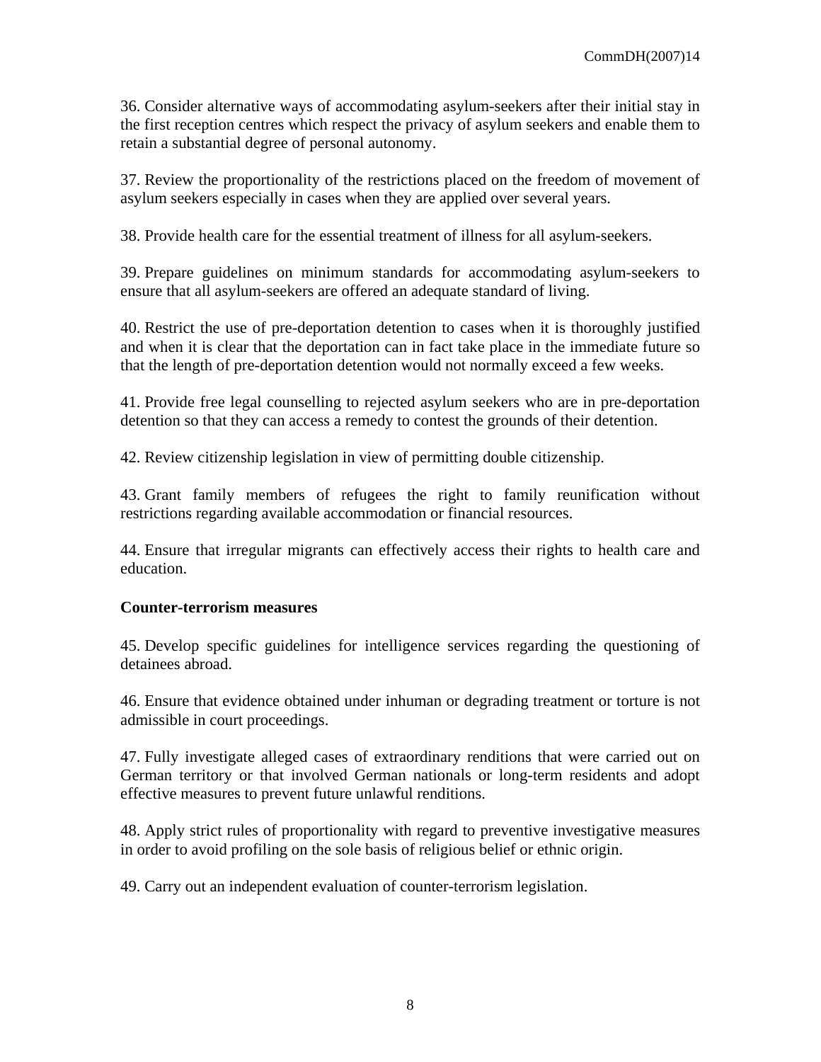36. Consider alternative ways of accommodating asylum-seekers after their initial stay in the first reception centres which respect the privacy of asylum seekers and enable them to retain a substantial degree of personal autonomy.

37. Review the proportionality of the restrictions placed on the freedom of movement of asylum seekers especially in cases when they are applied over several years.

38. Provide health care for the essential treatment of illness for all asylum-seekers.

39. Prepare guidelines on minimum standards for accommodating asylum-seekers to ensure that all asylum-seekers are offered an adequate standard of living.

40. Restrict the use of pre-deportation detention to cases when it is thoroughly justified and when it is clear that the deportation can in fact take place in the immediate future so that the length of pre-deportation detention would not normally exceed a few weeks.

41. Provide free legal counselling to rejected asylum seekers who are in pre-deportation detention so that they can access a remedy to contest the grounds of their detention.

42. Review citizenship legislation in view of permitting double citizenship.

43. Grant family members of refugees the right to family reunification without restrictions regarding available accommodation or financial resources.

44. Ensure that irregular migrants can effectively access their rights to health care and education.

**Counter-terrorism measures**

45. Develop specific guidelines for intelligence services regarding the questioning of detainees abroad.

46. Ensure that evidence obtained under inhuman or degrading treatment or torture is not admissible in court proceedings.

47. Fully investigate alleged cases of extraordinary renditions that were carried out on German territory or that involved German nationals or long-term residents and adopt effective measures to prevent future unlawful renditions.

48. Apply strict rules of proportionality with regard to preventive investigative measures in order to avoid profiling on the sole basis of religious belief or ethnic origin.

49. Carry out an independent evaluation of counter-terrorism legislation.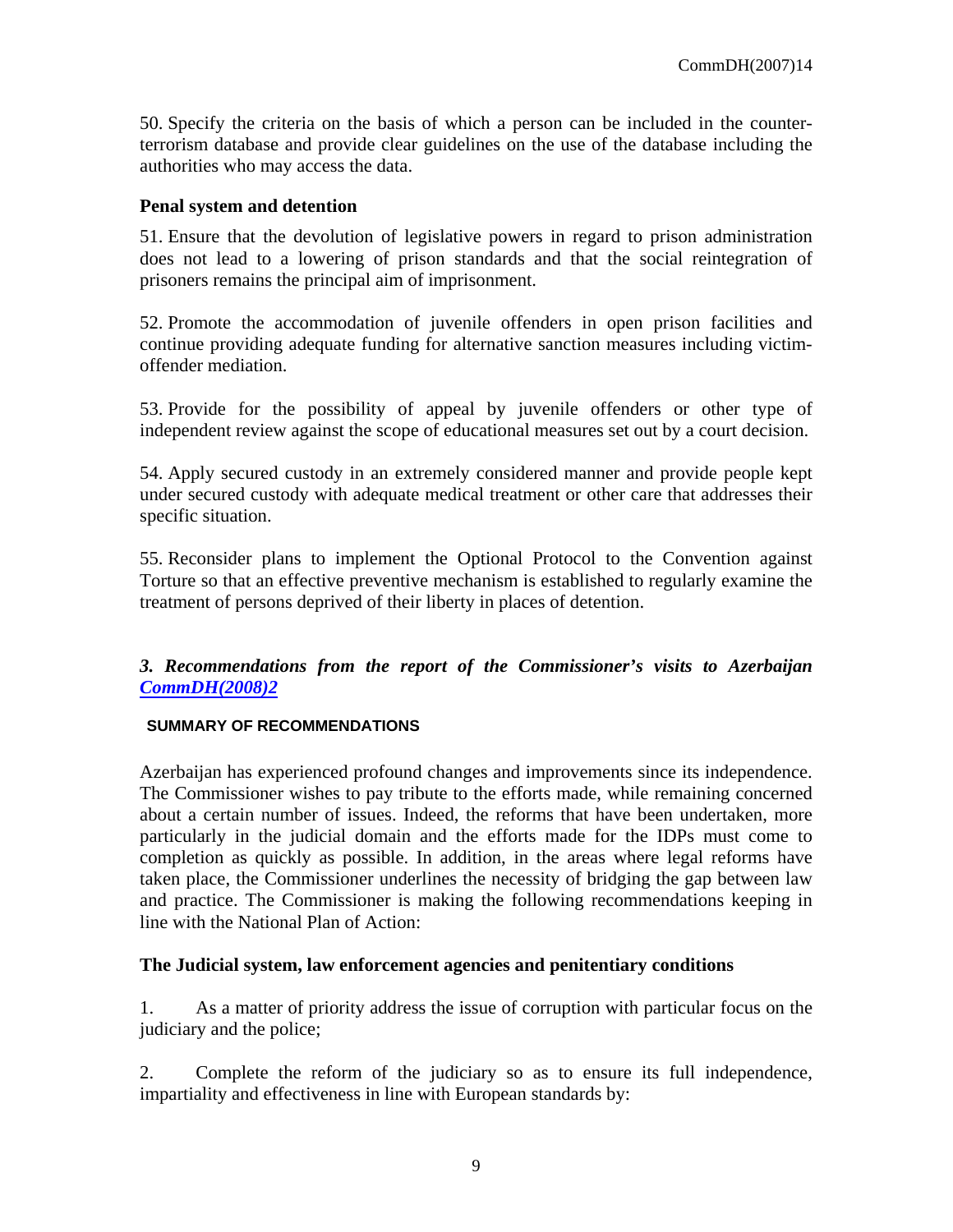50. Specify the criteria on the basis of which a person can be included in the counter-terrorism database and provide clear guidelines on the use of the database including the authorities who may access the data.

**Penal system and detention**

51. Ensure that the devolution of legislative powers in regard to prison administration does not lead to a lowering of prison standards and that the social reintegration of prisoners remains the principal aim of imprisonment.

52. Promote the accommodation of juvenile offenders in open prison facilities and continue providing adequate funding for alternative sanction measures including victim-offender mediation.

53. Provide for the possibility of appeal by juvenile offenders or other type of independent review against the scope of educational measures set out by a court decision.

54. Apply secured custody in an extremely considered manner and provide people kept under secured custody with adequate medical treatment or other care that addresses their specific situation.

55. Reconsider plans to implement the Optional Protocol to the Convention against Torture so that an effective preventive mechanism is established to regularly examine the treatment of persons deprived of their liberty in places of detention.

### *3. Recommendations from the report of the Commissioner's visits to Azerbaijan CommDH(2008)2*

#### SUMMARY OF RECOMMENDATIONS

Azerbaijan has experienced profound changes and improvements since its independence. The Commissioner wishes to pay tribute to the efforts made, while remaining concerned about a certain number of issues. Indeed, the reforms that have been undertaken, more particularly in the judicial domain and the efforts made for the IDPs must come to completion as quickly as possible. In addition, in the areas where legal reforms have taken place, the Commissioner underlines the necessity of bridging the gap between law and practice. The Commissioner is making the following recommendations keeping in line with the National Plan of Action:

**The Judicial system, law enforcement agencies and penitentiary conditions**

1. As a matter of priority address the issue of corruption with particular focus on the judiciary and the police;

2. Complete the reform of the judiciary so as to ensure its full independence, impartiality and effectiveness in line with European standards by: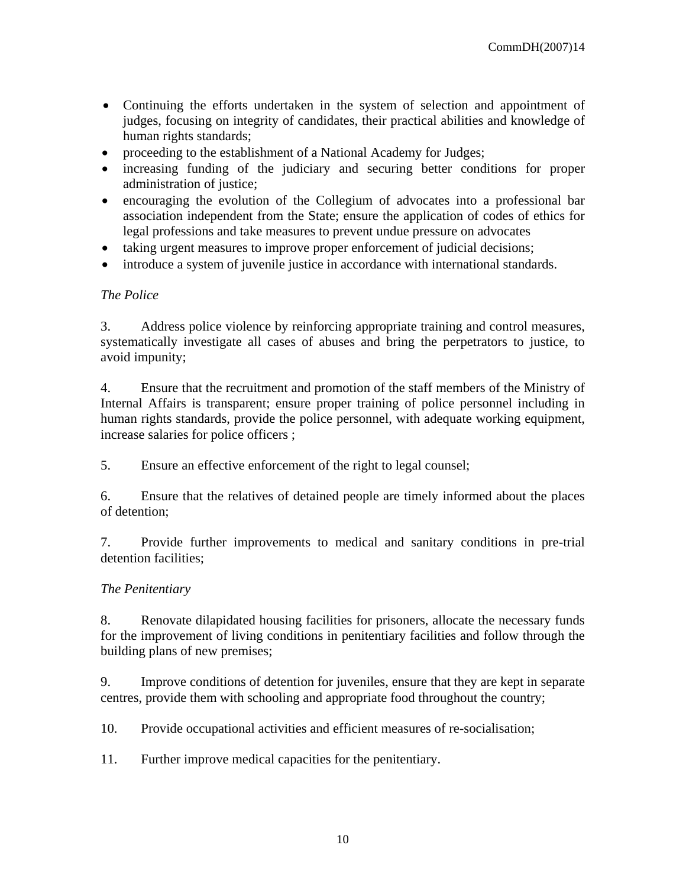- Continuing the efforts undertaken in the system of selection and appointment of judges, focusing on integrity of candidates, their practical abilities and knowledge of human rights standards;
- proceeding to the establishment of a National Academy for Judges;
- increasing funding of the judiciary and securing better conditions for proper administration of justice;
- encouraging the evolution of the Collegium of advocates into a professional bar association independent from the State; ensure the application of codes of ethics for legal professions and take measures to prevent undue pressure on advocates
- taking urgent measures to improve proper enforcement of judicial decisions;
- introduce a system of juvenile justice in accordance with international standards.

*The Police*

3. Address police violence by reinforcing appropriate training and control measures, systematically investigate all cases of abuses and bring the perpetrators to justice, to avoid impunity;

4. Ensure that the recruitment and promotion of the staff members of the Ministry of Internal Affairs is transparent; ensure proper training of police personnel including in human rights standards, provide the police personnel, with adequate working equipment, increase salaries for police officers ;

5. Ensure an effective enforcement of the right to legal counsel;

6. Ensure that the relatives of detained people are timely informed about the places of detention;

7. Provide further improvements to medical and sanitary conditions in pre-trial detention facilities;

*The Penitentiary*

8. Renovate dilapidated housing facilities for prisoners, allocate the necessary funds for the improvement of living conditions in penitentiary facilities and follow through the building plans of new premises;

9. Improve conditions of detention for juveniles, ensure that they are kept in separate centres, provide them with schooling and appropriate food throughout the country;

10. Provide occupational activities and efficient measures of re-socialisation;

11. Further improve medical capacities for the penitentiary.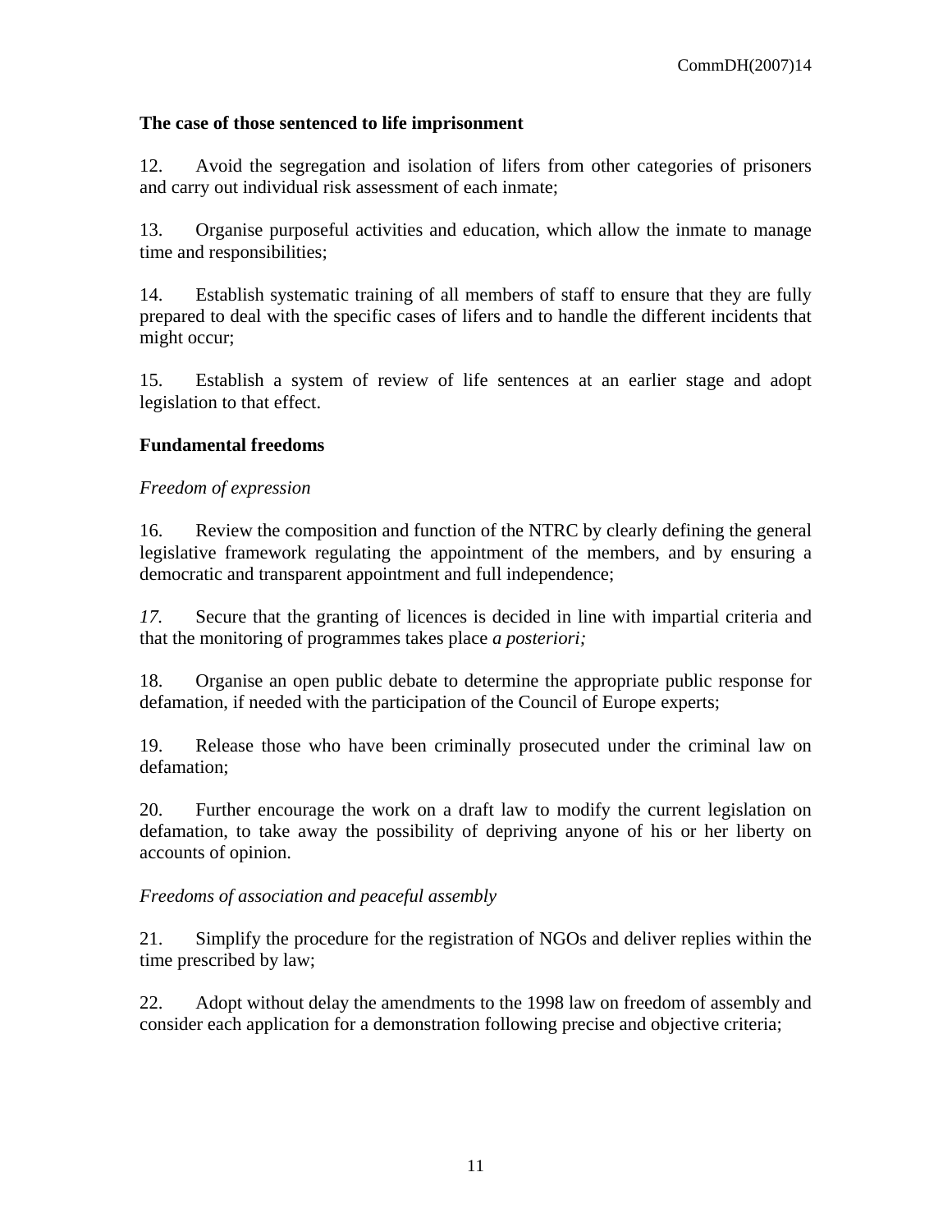**The case of those sentenced to life imprisonment**

12. Avoid the segregation and isolation of lifers from other categories of prisoners and carry out individual risk assessment of each inmate;

13. Organise purposeful activities and education, which allow the inmate to manage time and responsibilities;

14. Establish systematic training of all members of staff to ensure that they are fully prepared to deal with the specific cases of lifers and to handle the different incidents that might occur;

15. Establish a system of review of life sentences at an earlier stage and adopt legislation to that effect.

**Fundamental freedoms**

*Freedom of expression*

16. Review the composition and function of the NTRC by clearly defining the general legislative framework regulating the appointment of the members, and by ensuring a democratic and transparent appointment and full independence;

*17.* Secure that the granting of licences is decided in line with impartial criteria and that the monitoring of programmes takes place *a posteriori;*

18. Organise an open public debate to determine the appropriate public response for defamation, if needed with the participation of the Council of Europe experts;

19. Release those who have been criminally prosecuted under the criminal law on defamation;

20. Further encourage the work on a draft law to modify the current legislation on defamation, to take away the possibility of depriving anyone of his or her liberty on accounts of opinion.

*Freedoms of association and peaceful assembly*

21. Simplify the procedure for the registration of NGOs and deliver replies within the time prescribed by law;

22. Adopt without delay the amendments to the 1998 law on freedom of assembly and consider each application for a demonstration following precise and objective criteria;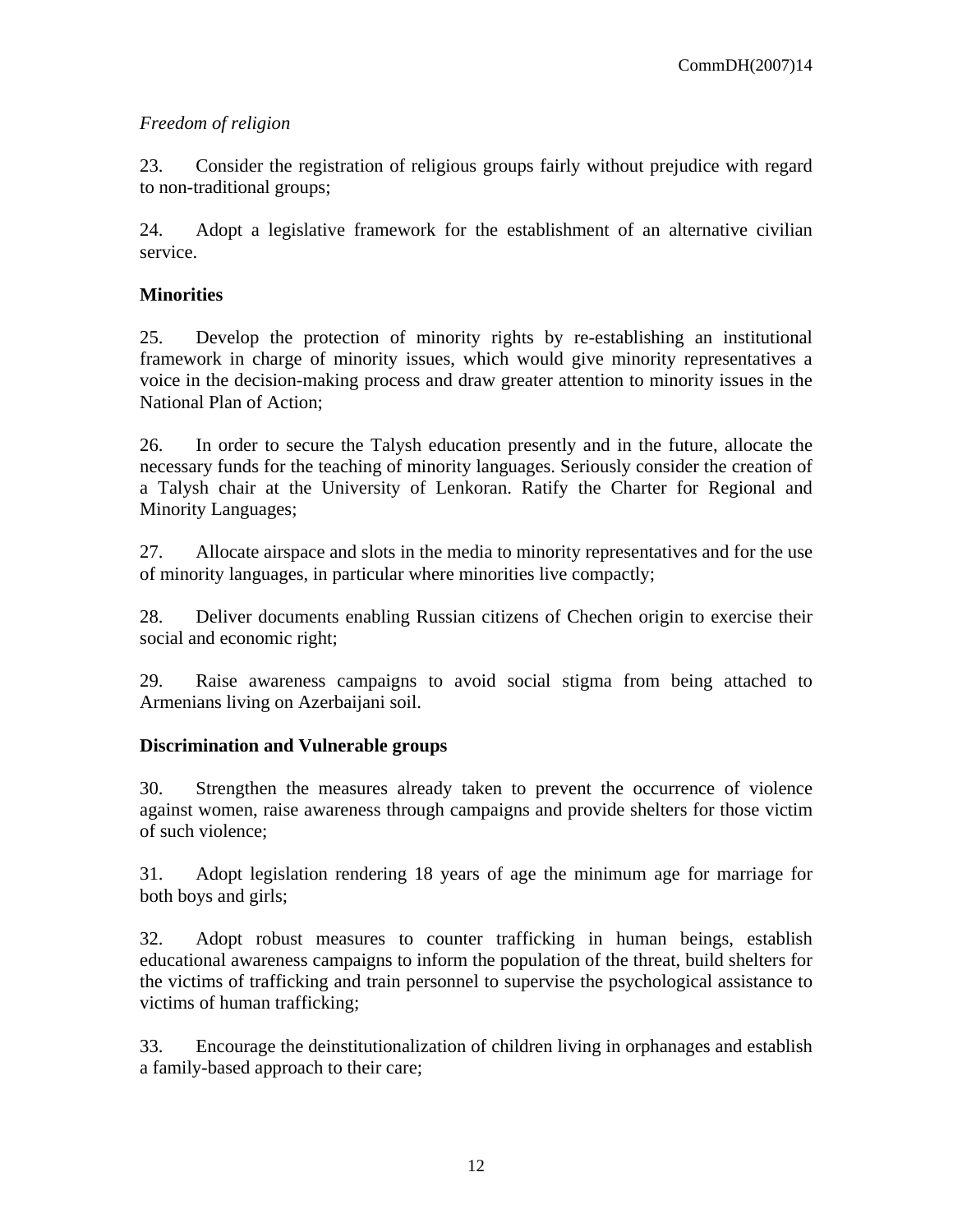*Freedom of religion*

23. Consider the registration of religious groups fairly without prejudice with regard to non-traditional groups;

24. Adopt a legislative framework for the establishment of an alternative civilian service.

**Minorities**

25. Develop the protection of minority rights by re-establishing an institutional framework in charge of minority issues, which would give minority representatives a voice in the decision-making process and draw greater attention to minority issues in the National Plan of Action;

26. In order to secure the Talysh education presently and in the future, allocate the necessary funds for the teaching of minority languages. Seriously consider the creation of a Talysh chair at the University of Lenkoran. Ratify the Charter for Regional and Minority Languages;

27. Allocate airspace and slots in the media to minority representatives and for the use of minority languages, in particular where minorities live compactly;

28. Deliver documents enabling Russian citizens of Chechen origin to exercise their social and economic right;

29. Raise awareness campaigns to avoid social stigma from being attached to Armenians living on Azerbaijani soil.

**Discrimination and Vulnerable groups**

30. Strengthen the measures already taken to prevent the occurrence of violence against women, raise awareness through campaigns and provide shelters for those victim of such violence;

31. Adopt legislation rendering 18 years of age the minimum age for marriage for both boys and girls;

32. Adopt robust measures to counter trafficking in human beings, establish educational awareness campaigns to inform the population of the threat, build shelters for the victims of trafficking and train personnel to supervise the psychological assistance to victims of human trafficking;

33. Encourage the deinstitutionalization of children living in orphanages and establish a family-based approach to their care;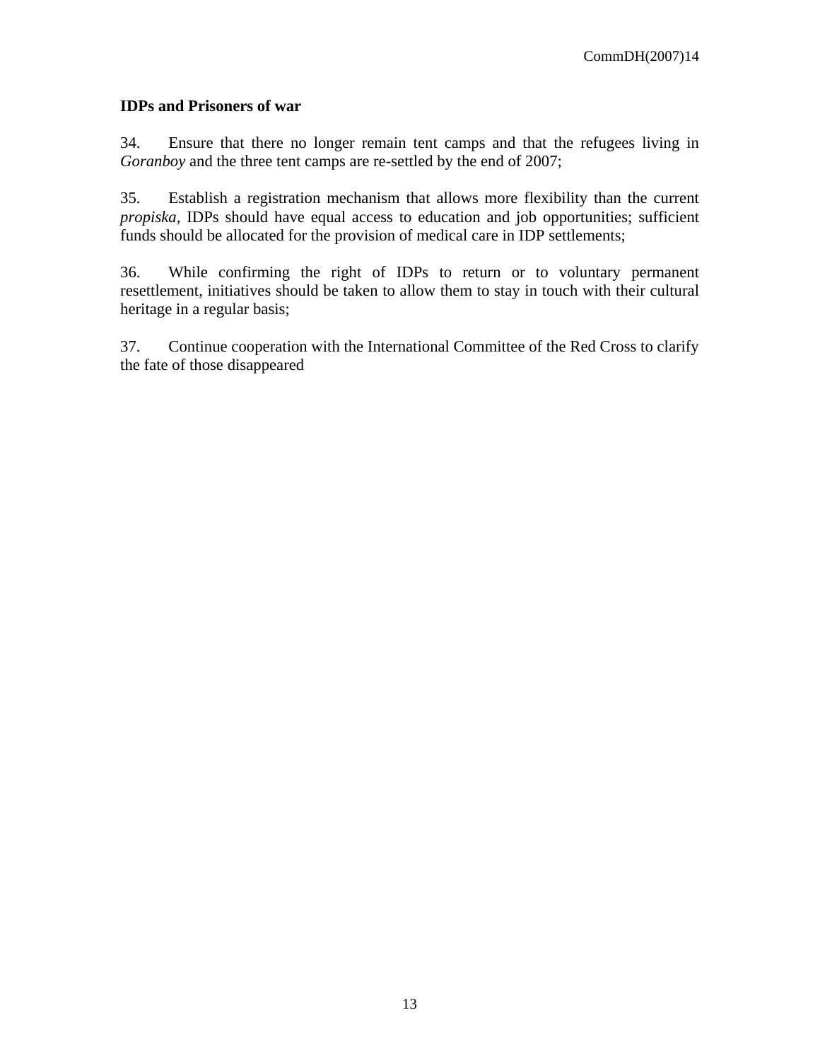**IDPs and Prisoners of war**

34. Ensure that there no longer remain tent camps and that the refugees living in *Goranboy* and the three tent camps are re-settled by the end of 2007;

35. Establish a registration mechanism that allows more flexibility than the current *propiska,* IDPs should have equal access to education and job opportunities; sufficient funds should be allocated for the provision of medical care in IDP settlements;

36. While confirming the right of IDPs to return or to voluntary permanent resettlement, initiatives should be taken to allow them to stay in touch with their cultural heritage in a regular basis;

37. Continue cooperation with the International Committee of the Red Cross to clarify the fate of those disappeared